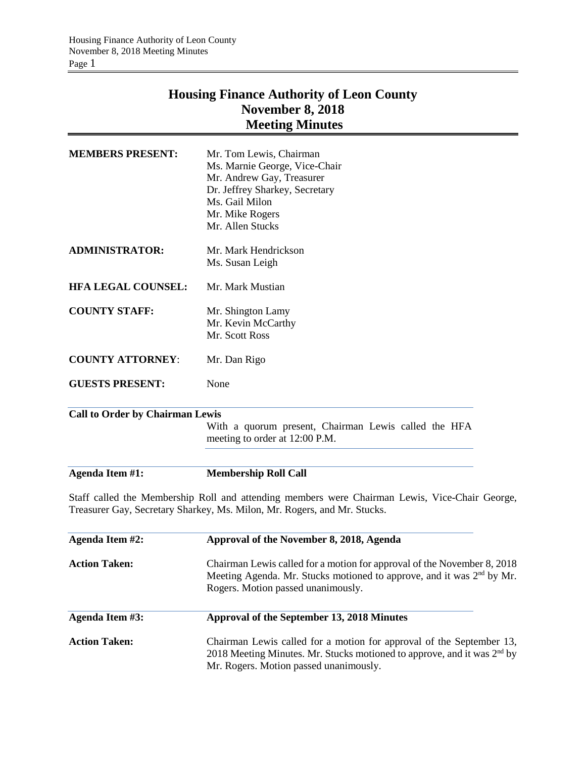# Housing Finance Authority of Leon County
## November 8, 2018
## Meeting Minutes

**MEMBERS PRESENT:**
Mr. Tom Lewis, Chairman
Ms. Marnie George, Vice-Chair
Mr. Andrew Gay, Treasurer
Dr. Jeffrey Sharkey, Secretary
Ms. Gail Milon
Mr. Mike Rogers
Mr. Allen Stucks

**ADMINISTRATOR:**
Mr. Mark Hendrickson
Ms. Susan Leigh

**HFA LEGAL COUNSEL:** Mr. Mark Mustian

**COUNTY STAFF:**
Mr. Shington Lamy
Mr. Kevin McCarthy
Mr. Scott Ross

**COUNTY ATTORNEY:** Mr. Dan Rigo

**GUESTS PRESENT:** None

**Call to Order by Chairman Lewis**

With a quorum present, Chairman Lewis called the HFA meeting to order at 12:00 P.M.

**Agenda Item #1: Membership Roll Call**

Staff called the Membership Roll and attending members were Chairman Lewis, Vice-Chair George, Treasurer Gay, Secretary Sharkey, Ms. Milon, Mr. Rogers, and Mr. Stucks.

**Agenda Item #2: Approval of the November 8, 2018, Agenda**

**Action Taken:** Chairman Lewis called for a motion for approval of the November 8, 2018 Meeting Agenda. Mr. Stucks motioned to approve, and it was 2nd by Mr. Rogers. Motion passed unanimously.

**Agenda Item #3: Approval of the September 13, 2018 Minutes**

**Action Taken:** Chairman Lewis called for a motion for approval of the September 13, 2018 Meeting Minutes. Mr. Stucks motioned to approve, and it was 2nd by Mr. Rogers. Motion passed unanimously.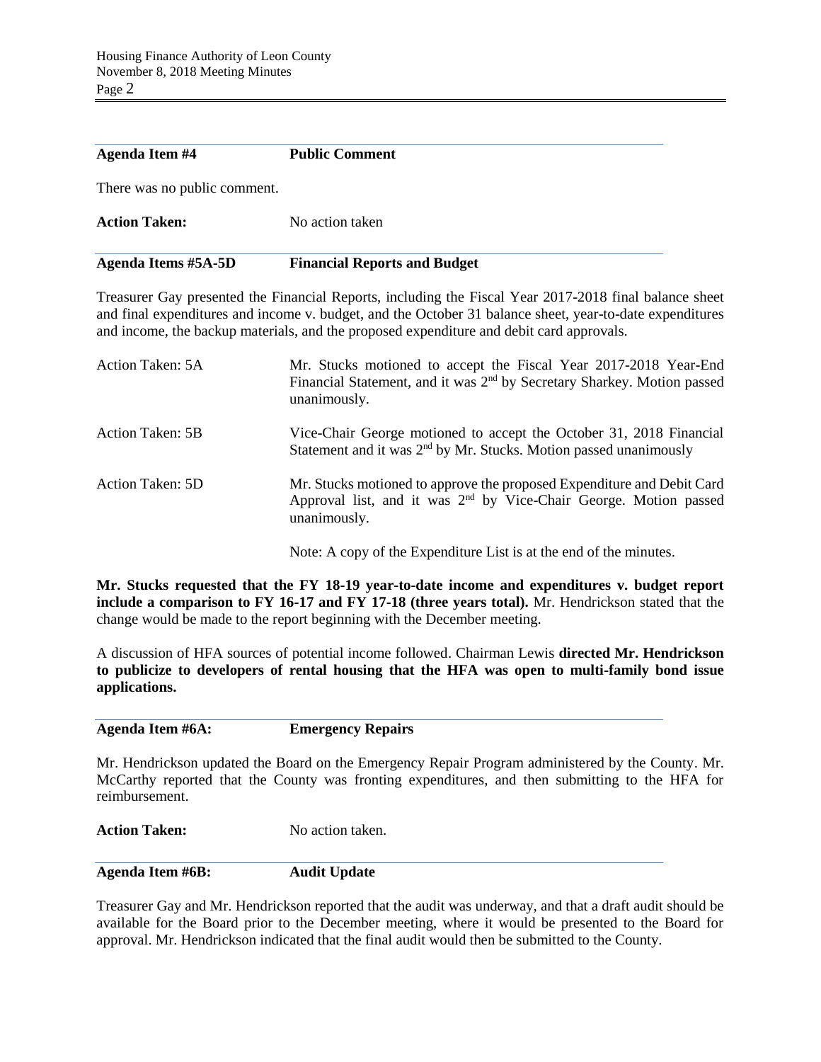**Agenda Item #4** **Public Comment**

There was no public comment.

**Action Taken:** No action taken

**Agenda Items #5A-5D** **Financial Reports and Budget**

Treasurer Gay presented the Financial Reports, including the Fiscal Year 2017-2018 final balance sheet and final expenditures and income v. budget, and the October 31 balance sheet, year-to-date expenditures and income, the backup materials, and the proposed expenditure and debit card approvals.

Action Taken: 5A — Mr. Stucks motioned to accept the Fiscal Year 2017-2018 Year-End Financial Statement, and it was 2nd by Secretary Sharkey. Motion passed unanimously.

Action Taken: 5B — Vice-Chair George motioned to accept the October 31, 2018 Financial Statement and it was 2nd by Mr. Stucks. Motion passed unanimously

Action Taken: 5D — Mr. Stucks motioned to approve the proposed Expenditure and Debit Card Approval list, and it was 2nd by Vice-Chair George. Motion passed unanimously.

Note: A copy of the Expenditure List is at the end of the minutes.

**Mr. Stucks requested that the FY 18-19 year-to-date income and expenditures v. budget report include a comparison to FY 16-17 and FY 17-18 (three years total).** Mr. Hendrickson stated that the change would be made to the report beginning with the December meeting.

A discussion of HFA sources of potential income followed. Chairman Lewis **directed Mr. Hendrickson to publicize to developers of rental housing that the HFA was open to multi-family bond issue applications.**

**Agenda Item #6A:** **Emergency Repairs**

Mr. Hendrickson updated the Board on the Emergency Repair Program administered by the County. Mr. McCarthy reported that the County was fronting expenditures, and then submitting to the HFA for reimbursement.

**Action Taken:** No action taken.

**Agenda Item #6B:** **Audit Update**

Treasurer Gay and Mr. Hendrickson reported that the audit was underway, and that a draft audit should be available for the Board prior to the December meeting, where it would be presented to the Board for approval. Mr. Hendrickson indicated that the final audit would then be submitted to the County.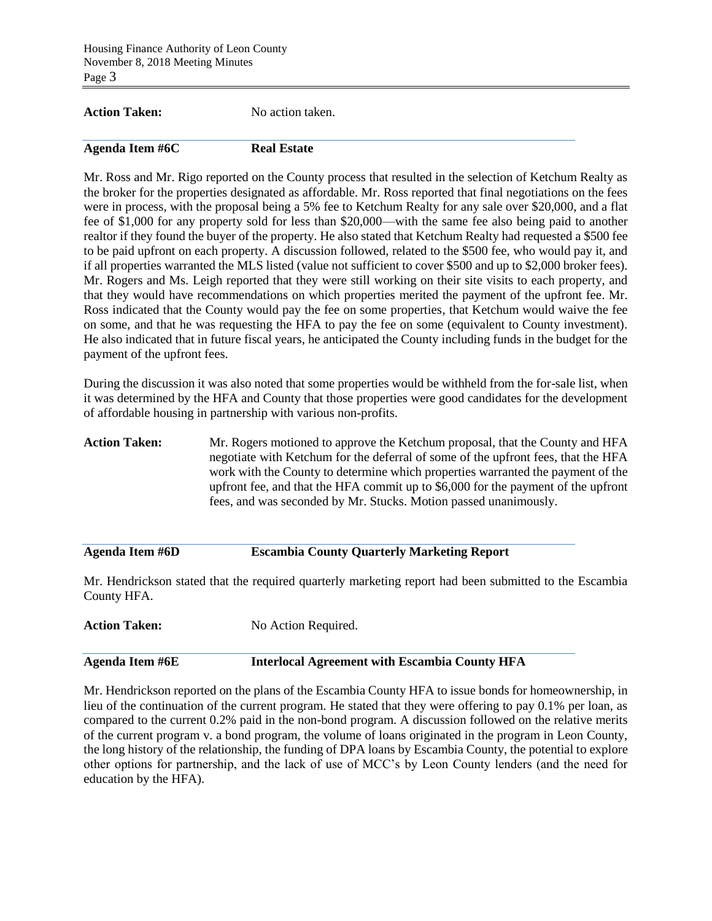**Action Taken:** No action taken.

**Agenda Item #6C Real Estate**

Mr. Ross and Mr. Rigo reported on the County process that resulted in the selection of Ketchum Realty as the broker for the properties designated as affordable. Mr. Ross reported that final negotiations on the fees were in process, with the proposal being a 5% fee to Ketchum Realty for any sale over $20,000, and a flat fee of $1,000 for any property sold for less than $20,000—with the same fee also being paid to another realtor if they found the buyer of the property. He also stated that Ketchum Realty had requested a $500 fee to be paid upfront on each property. A discussion followed, related to the $500 fee, who would pay it, and if all properties warranted the MLS listed (value not sufficient to cover $500 and up to $2,000 broker fees). Mr. Rogers and Ms. Leigh reported that they were still working on their site visits to each property, and that they would have recommendations on which properties merited the payment of the upfront fee. Mr. Ross indicated that the County would pay the fee on some properties, that Ketchum would waive the fee on some, and that he was requesting the HFA to pay the fee on some (equivalent to County investment). He also indicated that in future fiscal years, he anticipated the County including funds in the budget for the payment of the upfront fees.

During the discussion it was also noted that some properties would be withheld from the for-sale list, when it was determined by the HFA and County that those properties were good candidates for the development of affordable housing in partnership with various non-profits.

**Action Taken:** Mr. Rogers motioned to approve the Ketchum proposal, that the County and HFA negotiate with Ketchum for the deferral of some of the upfront fees, that the HFA work with the County to determine which properties warranted the payment of the upfront fee, and that the HFA commit up to $6,000 for the payment of the upfront fees, and was seconded by Mr. Stucks. Motion passed unanimously.

**Agenda Item #6D Escambia County Quarterly Marketing Report**

Mr. Hendrickson stated that the required quarterly marketing report had been submitted to the Escambia County HFA.

**Action Taken:** No Action Required.

**Agenda Item #6E Interlocal Agreement with Escambia County HFA**

Mr. Hendrickson reported on the plans of the Escambia County HFA to issue bonds for homeownership, in lieu of the continuation of the current program. He stated that they were offering to pay 0.1% per loan, as compared to the current 0.2% paid in the non-bond program. A discussion followed on the relative merits of the current program v. a bond program, the volume of loans originated in the program in Leon County, the long history of the relationship, the funding of DPA loans by Escambia County, the potential to explore other options for partnership, and the lack of use of MCC's by Leon County lenders (and the need for education by the HFA).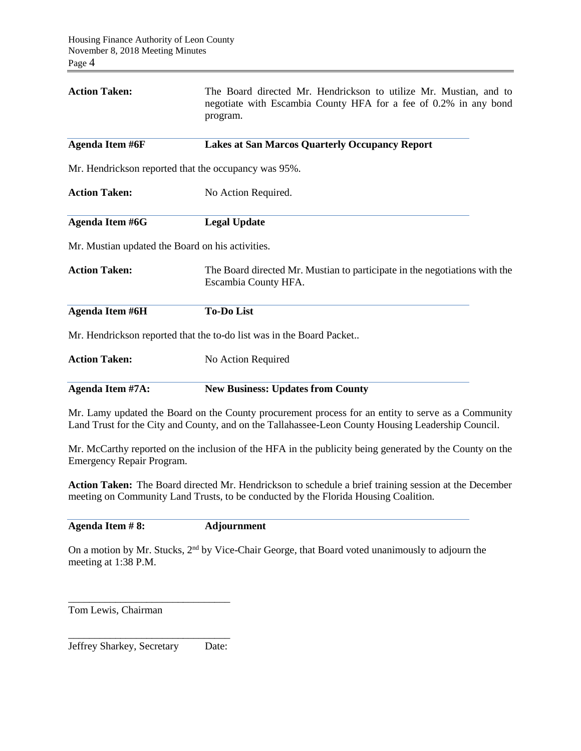**Action Taken:** The Board directed Mr. Hendrickson to utilize Mr. Mustian, and to negotiate with Escambia County HFA for a fee of 0.2% in any bond program.

**Agenda Item #6F** **Lakes at San Marcos Quarterly Occupancy Report**

Mr. Hendrickson reported that the occupancy was 95%.

**Action Taken:** No Action Required.

**Agenda Item #6G** **Legal Update**

Mr. Mustian updated the Board on his activities.

**Action Taken:** The Board directed Mr. Mustian to participate in the negotiations with the Escambia County HFA.

**Agenda Item #6H** **To-Do List**

Mr. Hendrickson reported that the to-do list was in the Board Packet..

**Action Taken:** No Action Required

**Agenda Item #7A:** **New Business: Updates from County**

Mr. Lamy updated the Board on the County procurement process for an entity to serve as a Community Land Trust for the City and County, and on the Tallahassee-Leon County Housing Leadership Council.

Mr. McCarthy reported on the inclusion of the HFA in the publicity being generated by the County on the Emergency Repair Program.

**Action Taken:** The Board directed Mr. Hendrickson to schedule a brief training session at the December meeting on Community Land Trusts, to be conducted by the Florida Housing Coalition.

**Agenda Item # 8:** **Adjournment**

On a motion by Mr. Stucks, 2nd by Vice-Chair George, that Board voted unanimously to adjourn the meeting at 1:38 P.M.

_______________________________

Tom Lewis, Chairman

_______________________________

Jeffrey Sharkey, Secretary Date: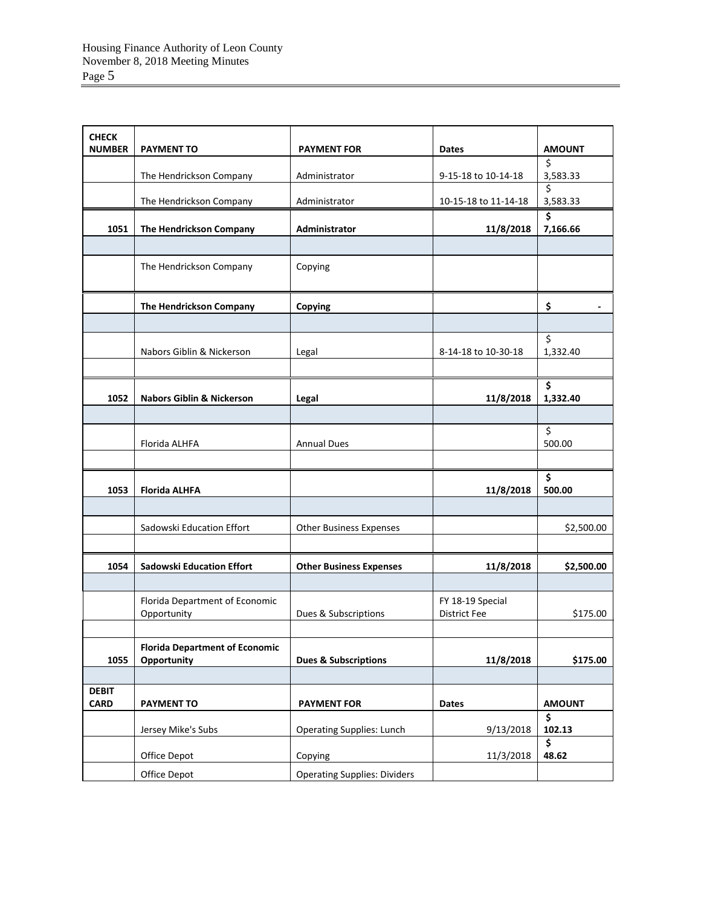| CHECK NUMBER | PAYMENT TO | PAYMENT FOR | Dates | AMOUNT |
|---|---|---|---|---|
| | The Hendrickson Company | Administrator | 9-15-18 to 10-14-18 | $ 3,583.33 |
| | The Hendrickson Company | Administrator | 10-15-18 to 11-14-18 | $ 3,583.33 |
| **1051** | **The Hendrickson Company** | **Administrator** | **11/8/2018** | **$ 7,166.66** |
| | | | | |
| | The Hendrickson Company | Copying | | |
| | **The Hendrickson Company** | **Copying** | | **$ -** |
| | | | | |
| | Nabors Giblin & Nickerson | Legal | 8-14-18 to 10-30-18 | $ 1,332.40 |
| | | | | |
| **1052** | **Nabors Giblin & Nickerson** | **Legal** | **11/8/2018** | **$ 1,332.40** |
| | | | | |
| | Florida ALHFA | Annual Dues | | $ 500.00 |
| | | | | |
| **1053** | **Florida ALHFA** | | **11/8/2018** | **$ 500.00** |
| | | | | |
| | Sadowski Education Effort | Other Business Expenses | | $2,500.00 |
| | | | | |
| **1054** | **Sadowski Education Effort** | **Other Business Expenses** | **11/8/2018** | **$2,500.00** |
| | | | | |
| | Florida Department of Economic Opportunity | Dues & Subscriptions | FY 18-19 Special District Fee | $175.00 |
| | | | | |
| **1055** | **Florida Department of Economic Opportunity** | **Dues & Subscriptions** | **11/8/2018** | **$175.00** |
| | | | | |
| **DEBIT CARD** | **PAYMENT TO** | **PAYMENT FOR** | **Dates** | **AMOUNT** |
| | Jersey Mike's Subs | Operating Supplies: Lunch | 9/13/2018 | **$ 102.13** |
| | Office Depot | Copying | 11/3/2018 | **$ 48.62** |
| | Office Depot | Operating Supplies: Dividers | | |